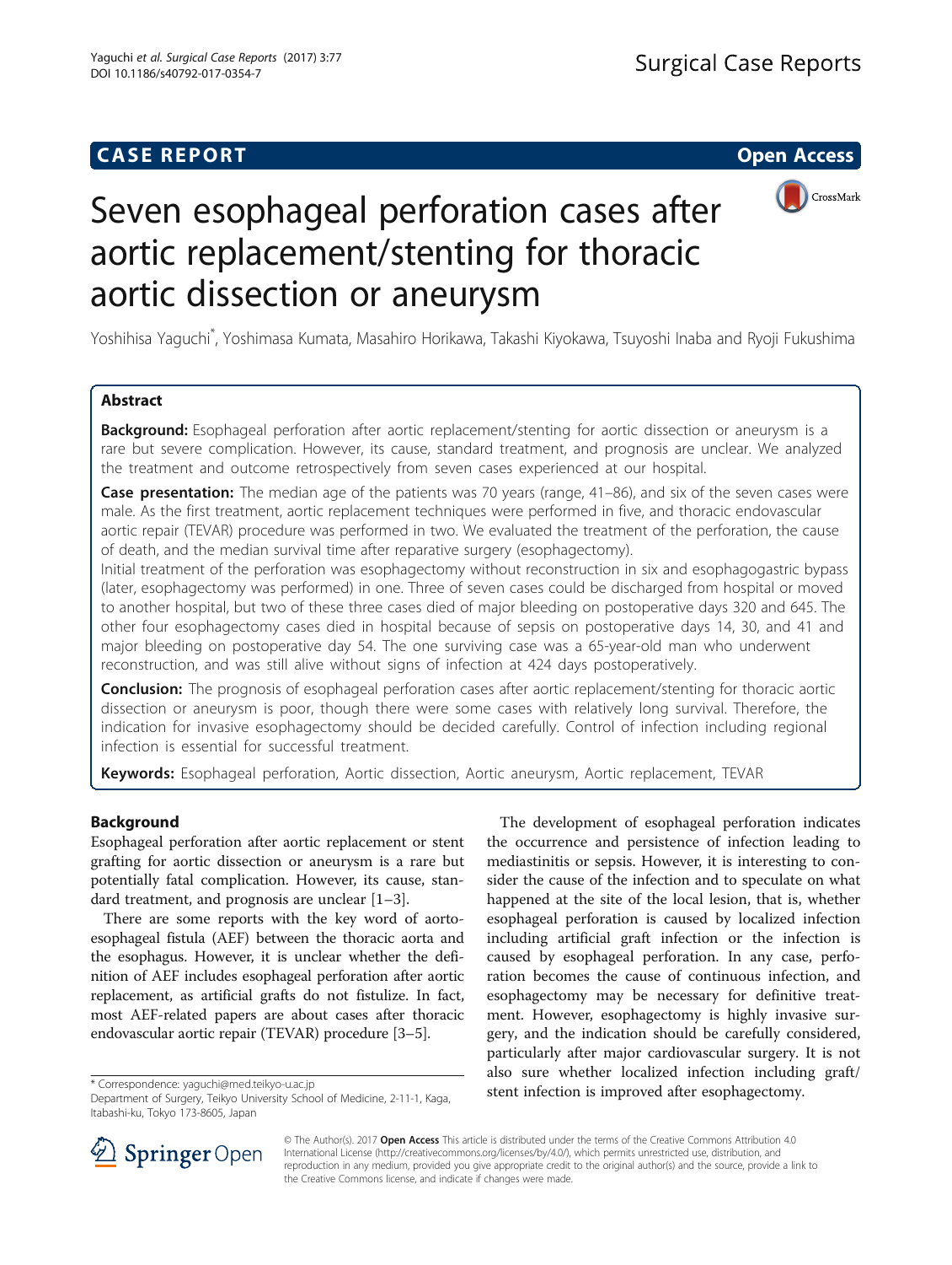**CASE REPORT** **Open Access**

# Seven esophageal perforation cases after aortic replacement/stenting for thoracic aortic dissection or aneurysm

Yoshihisa Yaguchi*, Yoshimasa Kumata, Masahiro Horikawa, Takashi Kiyokawa, Tsuyoshi Inaba and Ryoji Fukushima

## Abstract

**Background:** Esophageal perforation after aortic replacement/stenting for aortic dissection or aneurysm is a rare but severe complication. However, its cause, standard treatment, and prognosis are unclear. We analyzed the treatment and outcome retrospectively from seven cases experienced at our hospital.

**Case presentation:** The median age of the patients was 70 years (range, 41–86), and six of the seven cases were male. As the first treatment, aortic replacement techniques were performed in five, and thoracic endovascular aortic repair (TEVAR) procedure was performed in two. We evaluated the treatment of the perforation, the cause of death, and the median survival time after reparative surgery (esophagectomy).

Initial treatment of the perforation was esophagectomy without reconstruction in six and esophagogastric bypass (later, esophagectomy was performed) in one. Three of seven cases could be discharged from hospital or moved to another hospital, but two of these three cases died of major bleeding on postoperative days 320 and 645. The other four esophagectomy cases died in hospital because of sepsis on postoperative days 14, 30, and 41 and major bleeding on postoperative day 54. The one surviving case was a 65-year-old man who underwent reconstruction, and was still alive without signs of infection at 424 days postoperatively.

**Conclusion:** The prognosis of esophageal perforation cases after aortic replacement/stenting for thoracic aortic dissection or aneurysm is poor, though there were some cases with relatively long survival. Therefore, the indication for invasive esophagectomy should be decided carefully. Control of infection including regional infection is essential for successful treatment.

**Keywords:** Esophageal perforation, Aortic dissection, Aortic aneurysm, Aortic replacement, TEVAR

## Background

Esophageal perforation after aortic replacement or stent grafting for aortic dissection or aneurysm is a rare but potentially fatal complication. However, its cause, standard treatment, and prognosis are unclear [1–3].

There are some reports with the key word of aorto-esophageal fistula (AEF) between the thoracic aorta and the esophagus. However, it is unclear whether the definition of AEF includes esophageal perforation after aortic replacement, as artificial grafts do not fistulize. In fact, most AEF-related papers are about cases after thoracic endovascular aortic repair (TEVAR) procedure [3–5].

The development of esophageal perforation indicates the occurrence and persistence of infection leading to mediastinitis or sepsis. However, it is interesting to consider the cause of the infection and to speculate on what happened at the site of the local lesion, that is, whether esophageal perforation is caused by localized infection including artificial graft infection or the infection is caused by esophageal perforation. In any case, perforation becomes the cause of continuous infection, and esophagectomy may be necessary for definitive treatment. However, esophagectomy is highly invasive surgery, and the indication should be carefully considered, particularly after major cardiovascular surgery. It is not also sure whether localized infection including graft/stent infection is improved after esophagectomy.

* Correspondence: yaguchi@med.teikyo-u.ac.jp
Department of Surgery, Teikyo University School of Medicine, 2-11-1, Kaga, Itabashi-ku, Tokyo 173-8605, Japan

© The Author(s). 2017 **Open Access** This article is distributed under the terms of the Creative Commons Attribution 4.0 International License (http://creativecommons.org/licenses/by/4.0/), which permits unrestricted use, distribution, and reproduction in any medium, provided you give appropriate credit to the original author(s) and the source, provide a link to the Creative Commons license, and indicate if changes were made.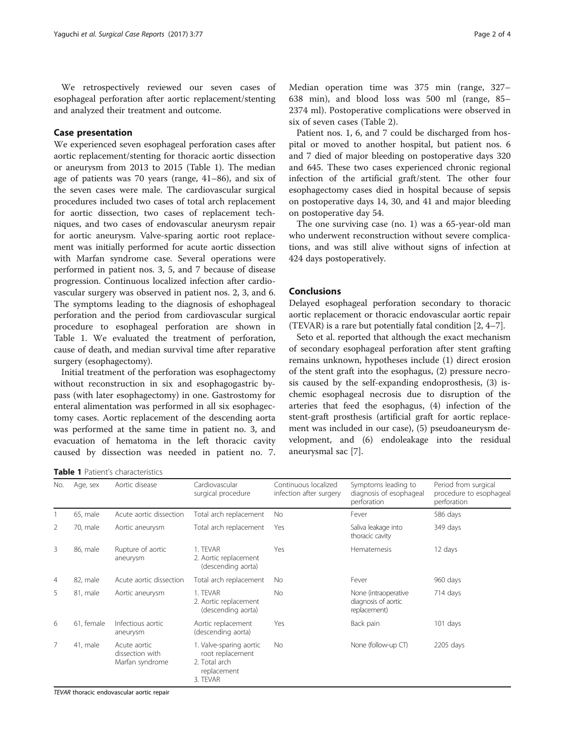We retrospectively reviewed our seven cases of esophageal perforation after aortic replacement/stenting and analyzed their treatment and outcome.

## Case presentation

We experienced seven esophageal perforation cases after aortic replacement/stenting for thoracic aortic dissection or aneurysm from 2013 to 2015 (Table 1). The median age of patients was 70 years (range, 41–86), and six of the seven cases were male. The cardiovascular surgical procedures included two cases of total arch replacement for aortic dissection, two cases of replacement techniques, and two cases of endovascular aneurysm repair for aortic aneurysm. Valve-sparing aortic root replacement was initially performed for acute aortic dissection with Marfan syndrome case. Several operations were performed in patient nos. 3, 5, and 7 because of disease progression. Continuous localized infection after cardiovascular surgery was observed in patient nos. 2, 3, and 6. The symptoms leading to the diagnosis of eshophageal perforation and the period from cardiovascular surgical procedure to esophageal perforation are shown in Table 1. We evaluated the treatment of perforation, cause of death, and median survival time after reparative surgery (esophagectomy).

Initial treatment of the perforation was esophagectomy without reconstruction in six and esophagogastric bypass (with later esophagectomy) in one. Gastrostomy for enteral alimentation was performed in all six esophagectomy cases. Aortic replacement of the descending aorta was performed at the same time in patient no. 3, and evacuation of hematoma in the left thoracic cavity caused by dissection was needed in patient no. 7. Median operation time was 375 min (range, 327–638 min), and blood loss was 500 ml (range, 85–2374 ml). Postoperative complications were observed in six of seven cases (Table 2).

Patient nos. 1, 6, and 7 could be discharged from hospital or moved to another hospital, but patient nos. 6 and 7 died of major bleeding on postoperative days 320 and 645. These two cases experienced chronic regional infection of the artificial graft/stent. The other four esophagectomy cases died in hospital because of sepsis on postoperative day 14, 30, and 41 and major bleeding on postoperative day 54.

The one surviving case (no. 1) was a 65-year-old man who underwent reconstruction without severe complications, and was still alive without signs of infection at 424 days postoperatively.

## Conclusions

Delayed esophageal perforation secondary to thoracic aortic replacement or thoracic endovascular aortic repair (TEVAR) is a rare but potentially fatal condition [2, 4–7].

Seto et al. reported that although the exact mechanism of secondary esophageal perforation after stent grafting remains unknown, hypotheses include (1) direct erosion of the stent graft into the esophagus, (2) pressure necrosis caused by the self-expanding endoprosthesis, (3) ischemic esophageal necrosis due to disruption of the arteries that feed the esophagus, (4) infection of the stent-graft prosthesis (artificial graft for aortic replacement was included in our case), (5) pseudoaneurysm development, and (6) endoleakage into the residual aneurysmal sac [7].

**Table 1** Patient's characteristics

| No. | Age, sex | Aortic disease | Cardiovascular surgical procedure | Continuous localized infection after surgery | Symptoms leading to diagnosis of esophageal perforation | Period from surgical procedure to esophageal perforation |
|---|---|---|---|---|---|---|
| 1 | 65, male | Acute aortic dissection | Total arch replacement | No | Fever | 586 days |
| 2 | 70, male | Aortic aneurysm | Total arch replacement | Yes | Saliva leakage into thoracic cavity | 349 days |
| 3 | 86, male | Rupture of aortic aneurysm | 1. TEVAR 2. Aortic replacement (descending aorta) | Yes | Hematemesis | 12 days |
| 4 | 82, male | Acute aortic dissection | Total arch replacement | No | Fever | 960 days |
| 5 | 81, male | Aortic aneurysm | 1. TEVAR 2. Aortic replacement (descending aorta) | No | None (intraoperative diagnosis of aortic replacement) | 714 days |
| 6 | 61, female | Infectious aortic aneurysm | Aortic replacement (descending aorta) | Yes | Back pain | 101 days |
| 7 | 41, male | Acute aortic dissection with Marfan syndrome | 1. Valve-sparing aortic root replacement 2. Total arch replacement 3. TEVAR | No | None (follow-up CT) | 2205 days |

*TEVAR* thoracic endovascular aortic repair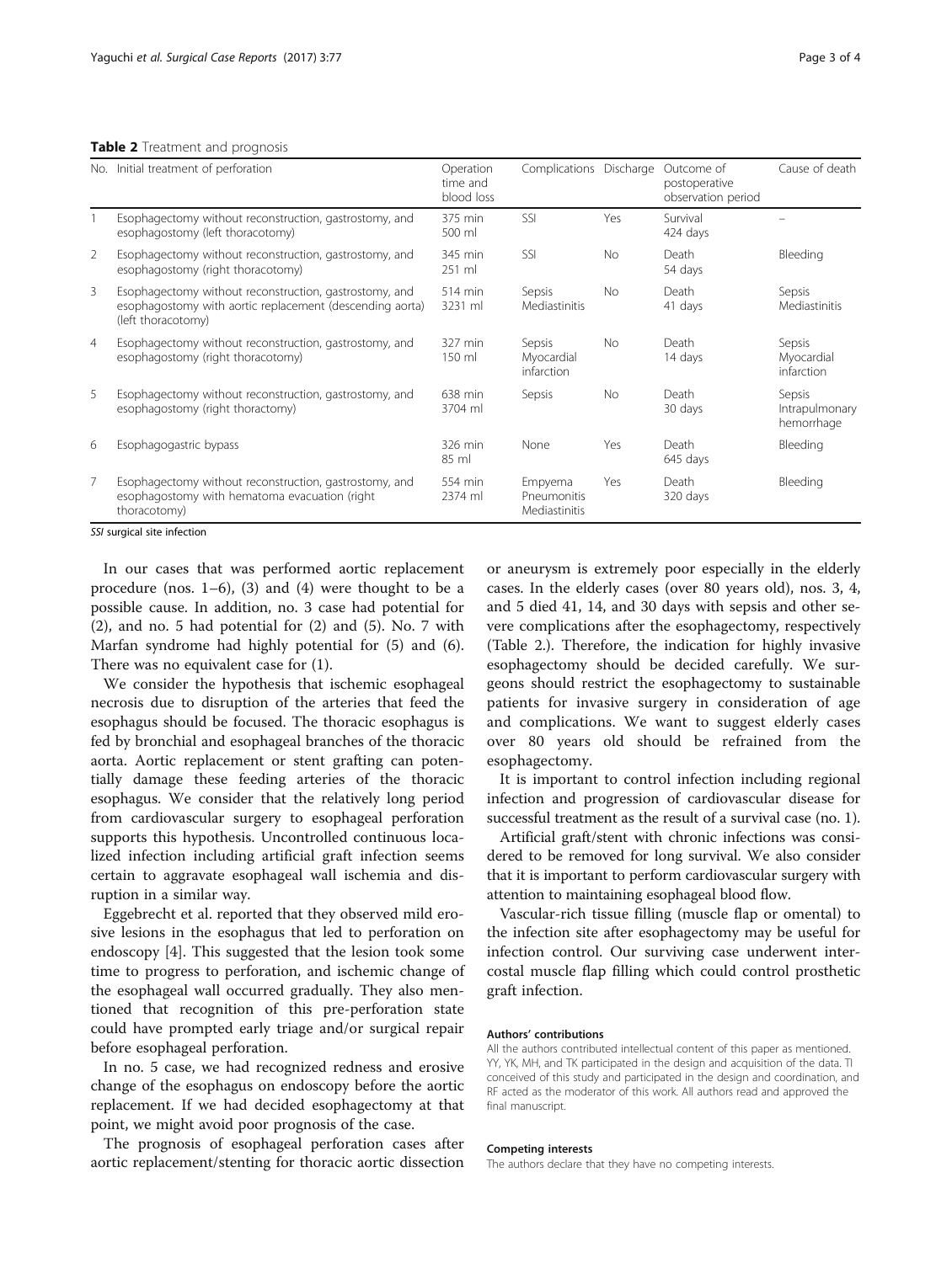**Table 2** Treatment and prognosis

| No. | Initial treatment of perforation | Operation time and blood loss | Complications | Discharge | Outcome of postoperative observation period | Cause of death |
|---|---|---|---|---|---|---|
| 1 | Esophagectomy without reconstruction, gastrostomy, and esophagostomy (left thoracotomy) | 375 min 500 ml | SSI | Yes | Survival 424 days | – |
| 2 | Esophagectomy without reconstruction, gastrostomy, and esophagostomy (right thoracotomy) | 345 min 251 ml | SSI | No | Death 54 days | Bleeding |
| 3 | Esophagectomy without reconstruction, gastrostomy, and esophagostomy with aortic replacement (descending aorta) (left thoracotomy) | 514 min 3231 ml | Sepsis Mediastinitis | No | Death 41 days | Sepsis Mediastinitis |
| 4 | Esophagectomy without reconstruction, gastrostomy, and esophagostomy (right thoracotomy) | 327 min 150 ml | Sepsis Myocardial infarction | No | Death 14 days | Sepsis Myocardial infarction |
| 5 | Esophagectomy without reconstruction, gastrostomy, and esophagostomy (right thoractomy) | 638 min 3704 ml | Sepsis | No | Death 30 days | Sepsis Intrapulmonary hemorrhage |
| 6 | Esophagogastric bypass | 326 min 85 ml | None | Yes | Death 645 days | Bleeding |
| 7 | Esophagectomy without reconstruction, gastrostomy, and esophagostomy with hematoma evacuation (right thoracotomy) | 554 min 2374 ml | Empyema Pneumonitis Mediastinitis | Yes | Death 320 days | Bleeding |

*SSI* surgical site infection

In our cases that was performed aortic replacement procedure (nos. 1–6), (3) and (4) were thought to be a possible cause. In addition, no. 3 case had potential for (2), and no. 5 had potential for (2) and (5). No. 7 with Marfan syndrome had highly potential for (5) and (6). There was no equivalent case for (1).

We consider the hypothesis that ischemic esophageal necrosis due to disruption of the arteries that feed the esophagus should be focused. The thoracic esophagus is fed by bronchial and esophageal branches of the thoracic aorta. Aortic replacement or stent grafting can potentially damage these feeding arteries of the thoracic esophagus. We consider that the relatively long period from cardiovascular surgery to esophageal perforation supports this hypothesis. Uncontrolled continuous localized infection including artificial graft infection seems certain to aggravate esophageal wall ischemia and disruption in a similar way.

Eggebrecht et al. reported that they observed mild erosive lesions in the esophagus that led to perforation on endoscopy [4]. This suggested that the lesion took some time to progress to perforation, and ischemic change of the esophageal wall occurred gradually. They also mentioned that recognition of this pre-perforation state could have prompted early triage and/or surgical repair before esophageal perforation.

In no. 5 case, we had recognized redness and erosive change of the esophagus on endoscopy before the aortic replacement. If we had decided esophagectomy at that point, we might avoid poor prognosis of the case.

The prognosis of esophageal perforation cases after aortic replacement/stenting for thoracic aortic dissection or aneurysm is extremely poor especially in the elderly cases. In the elderly cases (over 80 years old), nos. 3, 4, and 5 died 41, 14, and 30 days with sepsis and other severe complications after the esophagectomy, respectively (Table 2.). Therefore, the indication for highly invasive esophagectomy should be decided carefully. We surgeons should restrict the esophagectomy to sustainable patients for invasive surgery in consideration of age and complications. We want to suggest elderly cases over 80 years old should be refrained from the esophagectomy.

It is important to control infection including regional infection and progression of cardiovascular disease for successful treatment as the result of a survival case (no. 1).

Artificial graft/stent with chronic infections was considered to be removed for long survival. We also consider that it is important to perform cardiovascular surgery with attention to maintaining esophageal blood flow.

Vascular-rich tissue filling (muscle flap or omental) to the infection site after esophagectomy may be useful for infection control. Our surviving case underwent intercostal muscle flap filling which could control prosthetic graft infection.

#### Authors' contributions

All the authors contributed intellectual content of this paper as mentioned. YY, YK, MH, and TK participated in the design and acquisition of the data. TI conceived of this study and participated in the design and coordination, and RF acted as the moderator of this work. All authors read and approved the final manuscript.

#### Competing interests

The authors declare that they have no competing interests.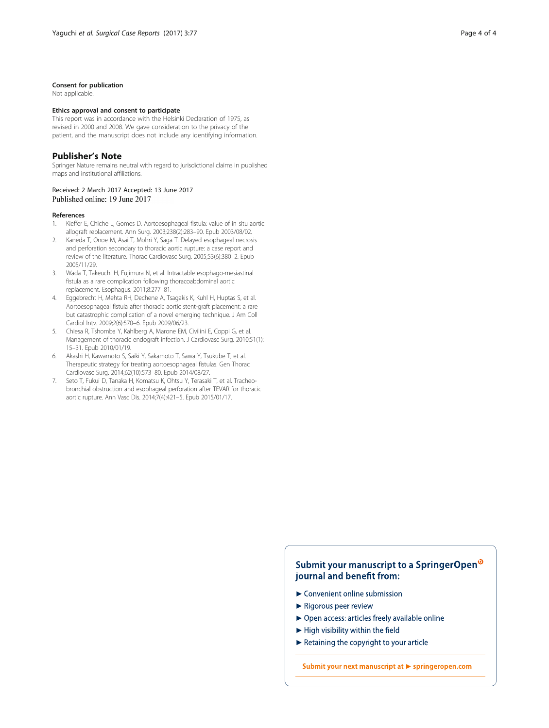**Consent for publication**
Not applicable.

**Ethics approval and consent to participate**
This report was in accordance with the Helsinki Declaration of 1975, as revised in 2000 and 2008. We gave consideration to the privacy of the patient, and the manuscript does not include any identifying information.

## Publisher's Note

Springer Nature remains neutral with regard to jurisdictional claims in published maps and institutional affiliations.

Received: 2 March 2017 Accepted: 13 June 2017
Published online: 19 June 2017

**References**

1. Kieffer E, Chiche L, Gomes D. Aortoesophageal fistula: value of in situ aortic allograft replacement. Ann Surg. 2003;238(2):283–90. Epub 2003/08/02.
2. Kaneda T, Onoe M, Asai T, Mohri Y, Saga T. Delayed esophageal necrosis and perforation secondary to thoracic aortic rupture: a case report and review of the literature. Thorac Cardiovasc Surg. 2005;53(6):380–2. Epub 2005/11/29.
3. Wada T, Takeuchi H, Fujimura N, et al. Intractable esophago-mesiastinal fistula as a rare complication following thoracoabdominal aortic replacement. Esophagus. 2011;8:277–81.
4. Eggebrecht H, Mehta RH, Dechene A, Tsagakis K, Kuhl H, Huptas S, et al. Aortoesophageal fistula after thoracic aortic stent-graft placement: a rare but catastrophic complication of a novel emerging technique. J Am Coll Cardiol Intv. 2009;2(6):570–6. Epub 2009/06/23.
5. Chiesa R, Tshomba Y, Kahlberg A, Marone EM, Civilini E, Coppi G, et al. Management of thoracic endograft infection. J Cardiovasc Surg. 2010;51(1):15–31. Epub 2010/01/19.
6. Akashi H, Kawamoto S, Saiki Y, Sakamoto T, Sawa Y, Tsukube T, et al. Therapeutic strategy for treating aortoesophageal fistulas. Gen Thorac Cardiovasc Surg. 2014;62(10):573–80. Epub 2014/08/27.
7. Seto T, Fukui D, Tanaka H, Komatsu K, Ohtsu Y, Terasaki T, et al. Tracheobronchial obstruction and esophageal perforation after TEVAR for thoracic aortic rupture. Ann Vasc Dis. 2014;7(4):421–5. Epub 2015/01/17.

**Submit your manuscript to a SpringerOpen journal and benefit from:**

- ► Convenient online submission
- ► Rigorous peer review
- ► Open access: articles freely available online
- ► High visibility within the field
- ► Retaining the copyright to your article

Submit your next manuscript at ► springeropen.com